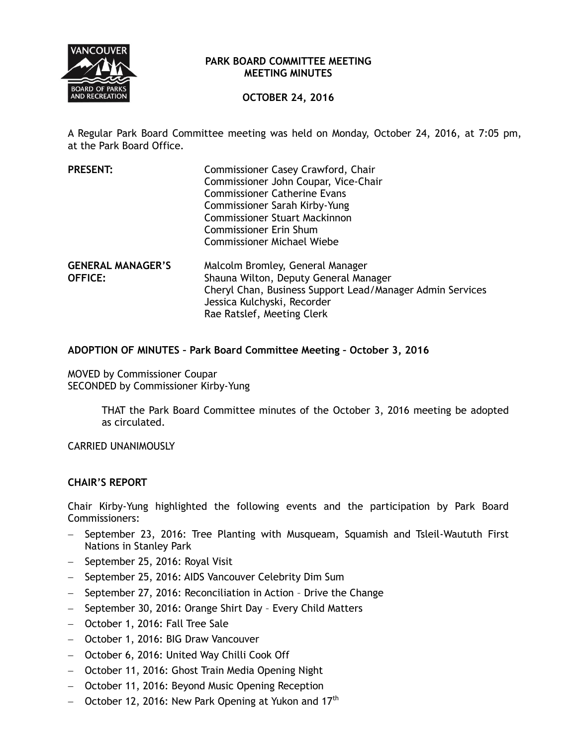# PARK BOARD COMMITTEE MEETING
## MEETING MINUTES

**OCTOBER 24, 2016**

A Regular Park Board Committee meeting was held on Monday, October 24, 2016, at 7:05 pm, at the Park Board Office.

**PRESENT:**
Commissioner Casey Crawford, Chair
Commissioner John Coupar, Vice-Chair
Commissioner Catherine Evans
Commissioner Sarah Kirby-Yung
Commissioner Stuart Mackinnon
Commissioner Erin Shum
Commissioner Michael Wiebe

**GENERAL MANAGER'S OFFICE:**
Malcolm Bromley, General Manager
Shauna Wilton, Deputy General Manager
Cheryl Chan, Business Support Lead/Manager Admin Services
Jessica Kulchyski, Recorder
Rae Ratslef, Meeting Clerk

**ADOPTION OF MINUTES – Park Board Committee Meeting – October 3, 2016**

MOVED by Commissioner Coupar
SECONDED by Commissioner Kirby-Yung

> THAT the Park Board Committee minutes of the October 3, 2016 meeting be adopted as circulated.

CARRIED UNANIMOUSLY

**CHAIR'S REPORT**

Chair Kirby-Yung highlighted the following events and the participation by Park Board Commissioners:

- September 23, 2016: Tree Planting with Musqueam, Squamish and Tsleil-Waututh First Nations in Stanley Park
- September 25, 2016: Royal Visit
- September 25, 2016: AIDS Vancouver Celebrity Dim Sum
- September 27, 2016: Reconciliation in Action – Drive the Change
- September 30, 2016: Orange Shirt Day – Every Child Matters
- October 1, 2016: Fall Tree Sale
- October 1, 2016: BIG Draw Vancouver
- October 6, 2016: United Way Chilli Cook Off
- October 11, 2016: Ghost Train Media Opening Night
- October 11, 2016: Beyond Music Opening Reception
- October 12, 2016: New Park Opening at Yukon and 17th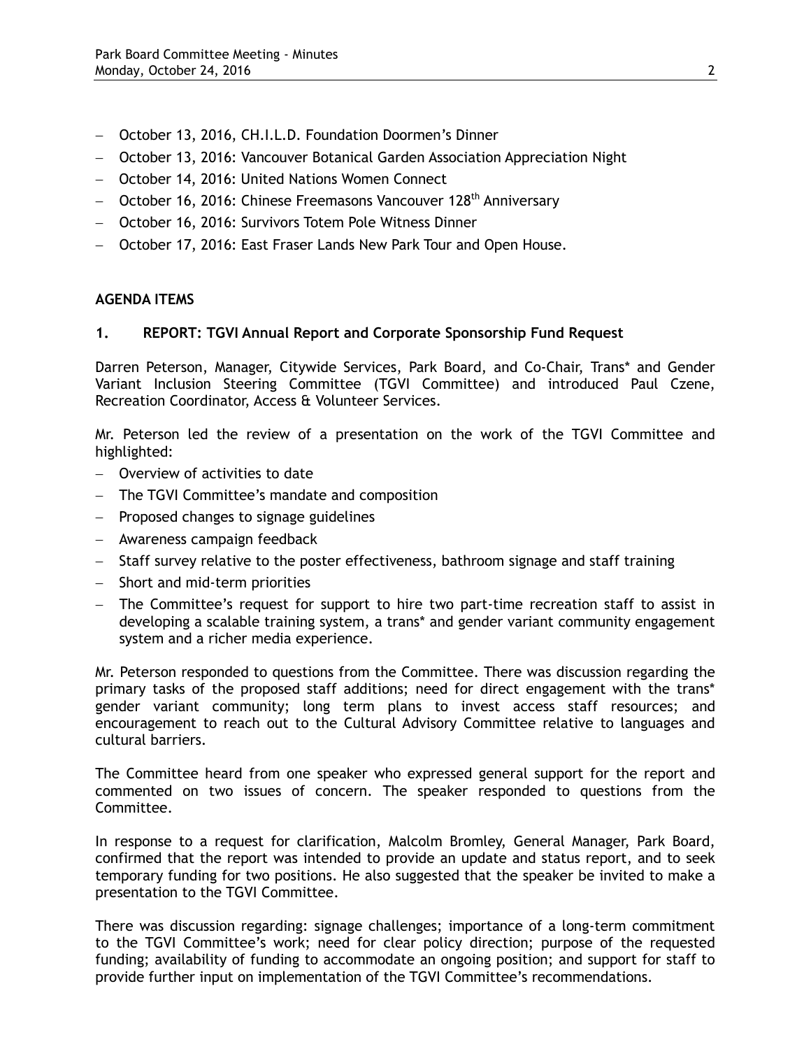- October 13, 2016, CH.I.L.D. Foundation Doormen's Dinner
- October 13, 2016: Vancouver Botanical Garden Association Appreciation Night
- October 14, 2016: United Nations Women Connect
- October 16, 2016: Chinese Freemasons Vancouver 128th Anniversary
- October 16, 2016: Survivors Totem Pole Witness Dinner
- October 17, 2016: East Fraser Lands New Park Tour and Open House.

**AGENDA ITEMS**

**1. REPORT: TGVI Annual Report and Corporate Sponsorship Fund Request**

Darren Peterson, Manager, Citywide Services, Park Board, and Co-Chair, Trans* and Gender Variant Inclusion Steering Committee (TGVI Committee) and introduced Paul Czene, Recreation Coordinator, Access & Volunteer Services.

Mr. Peterson led the review of a presentation on the work of the TGVI Committee and highlighted:

- Overview of activities to date
- The TGVI Committee's mandate and composition
- Proposed changes to signage guidelines
- Awareness campaign feedback
- Staff survey relative to the poster effectiveness, bathroom signage and staff training
- Short and mid-term priorities
- The Committee's request for support to hire two part-time recreation staff to assist in developing a scalable training system, a trans* and gender variant community engagement system and a richer media experience.

Mr. Peterson responded to questions from the Committee. There was discussion regarding the primary tasks of the proposed staff additions; need for direct engagement with the trans* gender variant community; long term plans to invest access staff resources; and encouragement to reach out to the Cultural Advisory Committee relative to languages and cultural barriers.

The Committee heard from one speaker who expressed general support for the report and commented on two issues of concern. The speaker responded to questions from the Committee.

In response to a request for clarification, Malcolm Bromley, General Manager, Park Board, confirmed that the report was intended to provide an update and status report, and to seek temporary funding for two positions. He also suggested that the speaker be invited to make a presentation to the TGVI Committee.

There was discussion regarding: signage challenges; importance of a long-term commitment to the TGVI Committee's work; need for clear policy direction; purpose of the requested funding; availability of funding to accommodate an ongoing position; and support for staff to provide further input on implementation of the TGVI Committee's recommendations.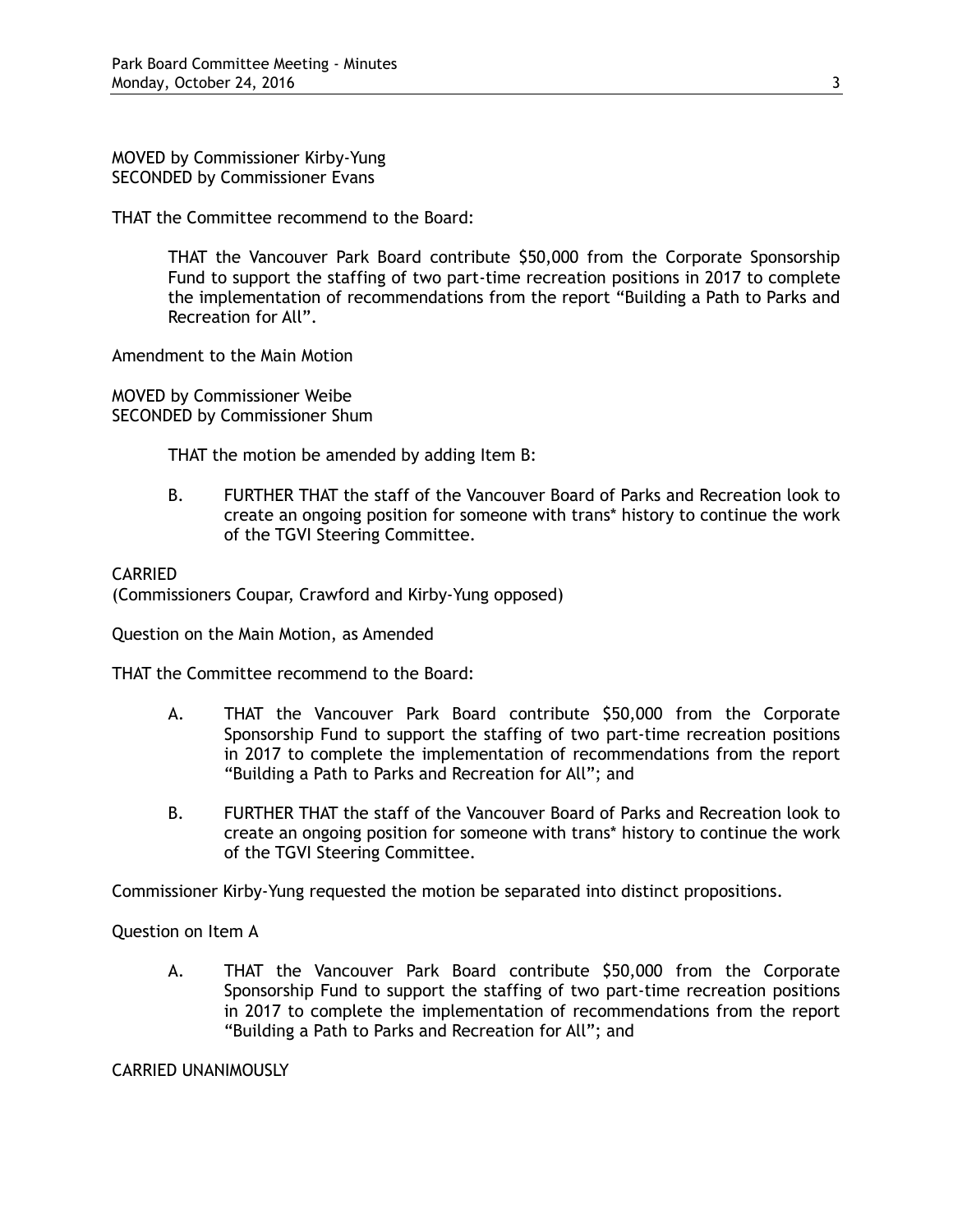MOVED by Commissioner Kirby-Yung
SECONDED by Commissioner Evans

THAT the Committee recommend to the Board:

> THAT the Vancouver Park Board contribute $50,000 from the Corporate Sponsorship Fund to support the staffing of two part-time recreation positions in 2017 to complete the implementation of recommendations from the report "Building a Path to Parks and Recreation for All".

Amendment to the Main Motion

MOVED by Commissioner Weibe
SECONDED by Commissioner Shum

> THAT the motion be amended by adding Item B:
>
> B. FURTHER THAT the staff of the Vancouver Board of Parks and Recreation look to create an ongoing position for someone with trans* history to continue the work of the TGVI Steering Committee.

CARRIED
(Commissioners Coupar, Crawford and Kirby-Yung opposed)

Question on the Main Motion, as Amended

THAT the Committee recommend to the Board:

> A. THAT the Vancouver Park Board contribute $50,000 from the Corporate Sponsorship Fund to support the staffing of two part-time recreation positions in 2017 to complete the implementation of recommendations from the report "Building a Path to Parks and Recreation for All"; and
>
> B. FURTHER THAT the staff of the Vancouver Board of Parks and Recreation look to create an ongoing position for someone with trans* history to continue the work of the TGVI Steering Committee.

Commissioner Kirby-Yung requested the motion be separated into distinct propositions.

Question on Item A

> A. THAT the Vancouver Park Board contribute $50,000 from the Corporate Sponsorship Fund to support the staffing of two part-time recreation positions in 2017 to complete the implementation of recommendations from the report "Building a Path to Parks and Recreation for All"; and

CARRIED UNANIMOUSLY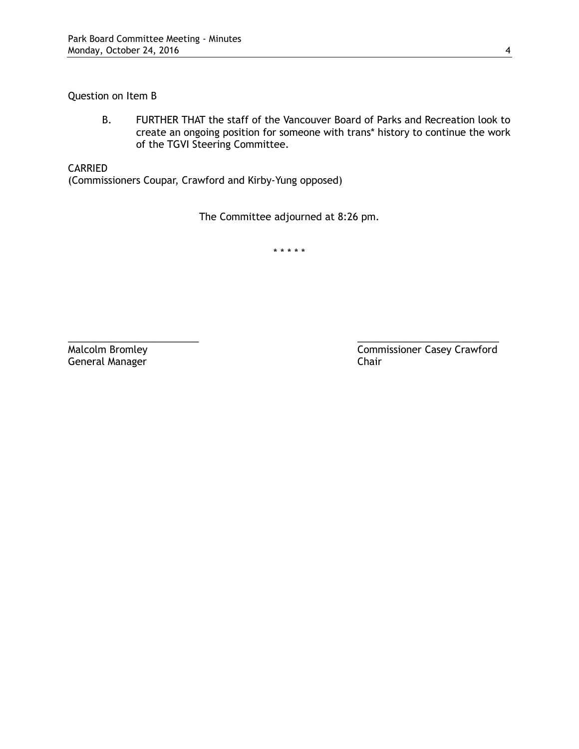Question on Item B

B. FURTHER THAT the staff of the Vancouver Board of Parks and Recreation look to create an ongoing position for someone with trans* history to continue the work of the TGVI Steering Committee.

CARRIED
(Commissioners Coupar, Crawford and Kirby-Yung opposed)

The Committee adjourned at 8:26 pm.

\* \* \* \* \*

| | |
|---|---|
| \_\_\_\_\_\_\_\_\_\_\_\_\_\_\_\_\_\_\_\_\_\_\_\_ | \_\_\_\_\_\_\_\_\_\_\_\_\_\_\_\_\_\_\_\_\_\_\_\_ |
| Malcolm Bromley<br>General Manager | Commissioner Casey Crawford<br>Chair |